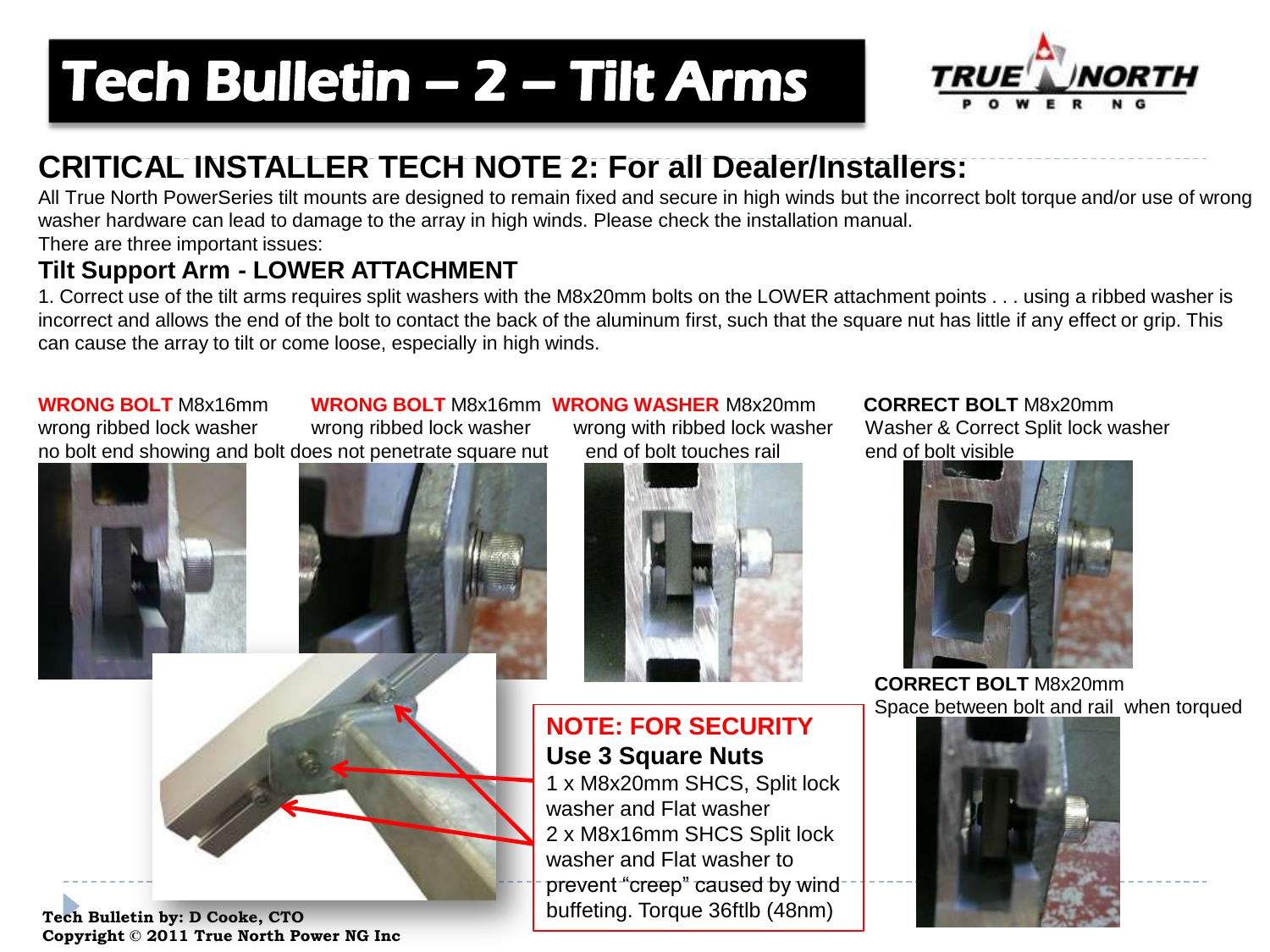# Tech Bulletin – 2 – Tilt Arms

TRUE NORTH POWER NG

## CRITICAL INSTALLER TECH NOTE 2: For all Dealer/Installers:

All True North PowerSeries tilt mounts are designed to remain fixed and secure in high winds but the incorrect bolt torque and/or use of wrong washer hardware can lead to damage to the array in high winds. Please check the installation manual.

There are three important issues:

### Tilt Support Arm - LOWER ATTACHMENT

1. Correct use of the tilt arms requires split washers with the M8x20mm bolts on the LOWER attachment points . . . using a ribbed washer is incorrect and allows the end of the bolt to contact the back of the aluminum first, such that the square nut has little if any effect or grip. This can cause the array to tilt or come loose, especially in high winds.

**WRONG BOLT** M8x16mm
wrong ribbed lock washer

**WRONG BOLT** M8x16mm
wrong ribbed lock washer

no bolt end showing and bolt does not penetrate square nut

**WRONG WASHER** M8x20mm
wrong with ribbed lock washer
end of bolt touches rail

**CORRECT BOLT** M8x20mm
Washer & Correct Split lock washer
end of bolt visible

**CORRECT BOLT** M8x20mm
Space between bolt and rail when torqued

**NOTE: FOR SECURITY**
**Use 3 Square Nuts**
1 x M8x20mm SHCS, Split lock washer and Flat washer
2 x M8x16mm SHCS Split lock washer and Flat washer to prevent "creep" caused by wind buffeting. Torque 36ftlb (48nm)

**Tech Bulletin by: D Cooke, CTO**
**Copyright © 2011 True North Power NG Inc**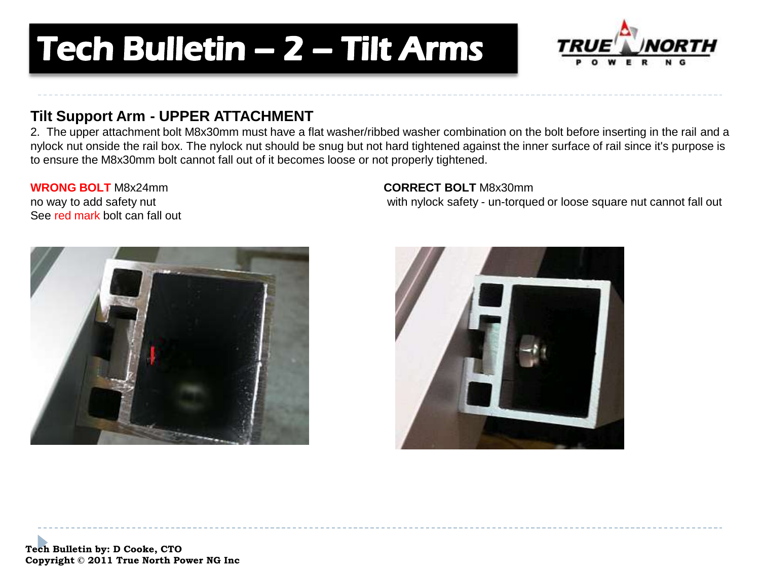# Tech Bulletin – 2 – Tilt Arms

## Tilt Support Arm - UPPER ATTACHMENT

2. The upper attachment bolt M8x30mm must have a flat washer/ribbed washer combination on the bolt before inserting in the rail and a nylock nut onside the rail box. The nylock nut should be snug but not hard tightened against the inner surface of rail since it's purpose is to ensure the M8x30mm bolt cannot fall out of it becomes loose or not properly tightened.

**WRONG BOLT** M8x24mm
no way to add safety nut
See red mark bolt can fall out

**CORRECT BOLT** M8x30mm
with nylock safety - un-torqued or loose square nut cannot fall out

**Tech Bulletin by: D Cooke, CTO**
**Copyright © 2011 True North Power NG Inc**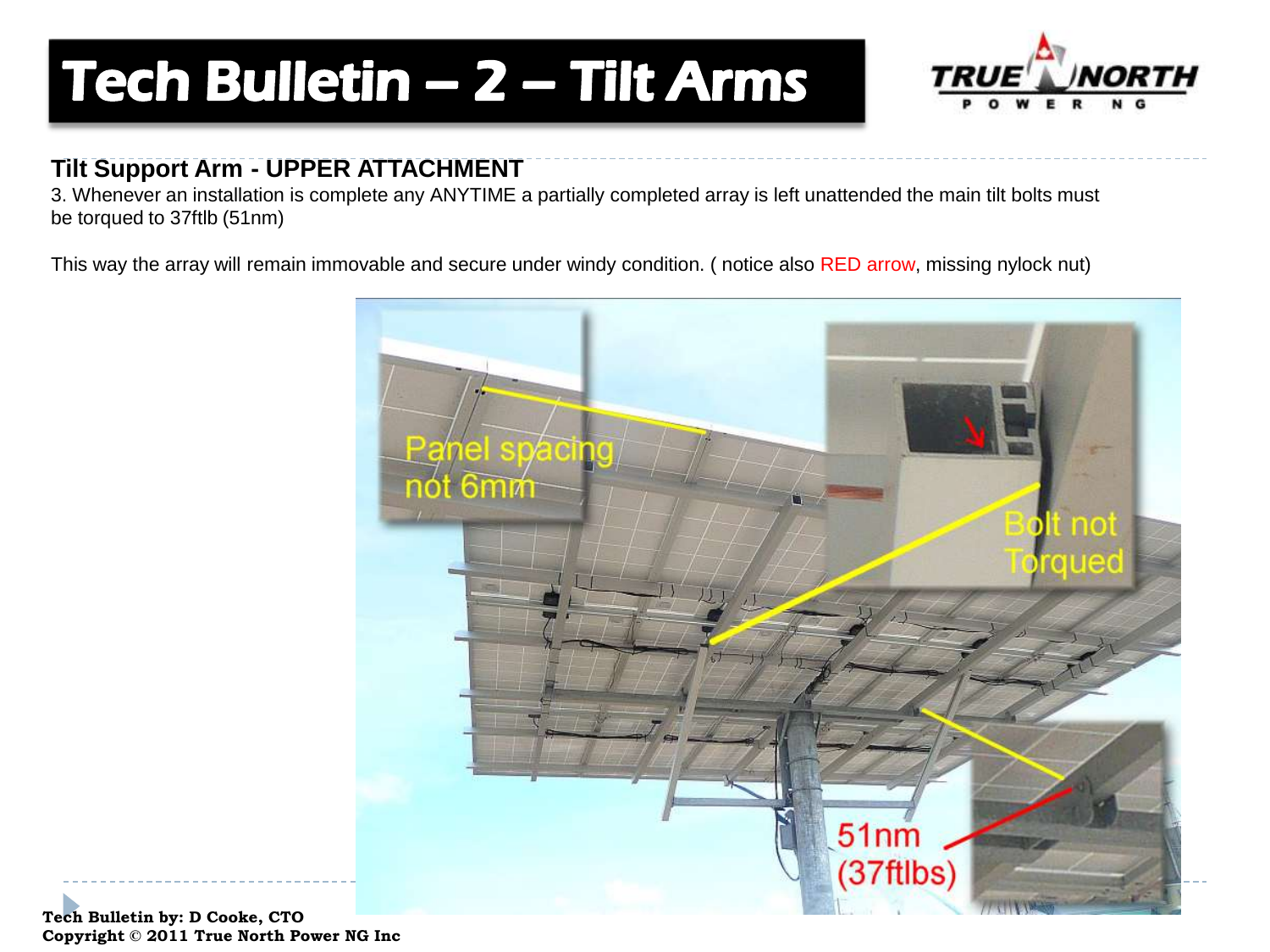# Tech Bulletin – 2 – Tilt Arms

## Tilt Support Arm - UPPER ATTACHMENT

3. Whenever an installation is complete any ANYTIME a partially completed array is left unattended the main tilt bolts must be torqued to 37ftlb (51nm)

This way the array will remain immovable and secure under windy condition. ( notice also RED arrow, missing nylock nut)

Panel spacing not 6mm

Bolt not Torqued

51nm (37ftlbs)

**Tech Bulletin by: D Cooke, CTO**
**Copyright © 2011 True North Power NG Inc**